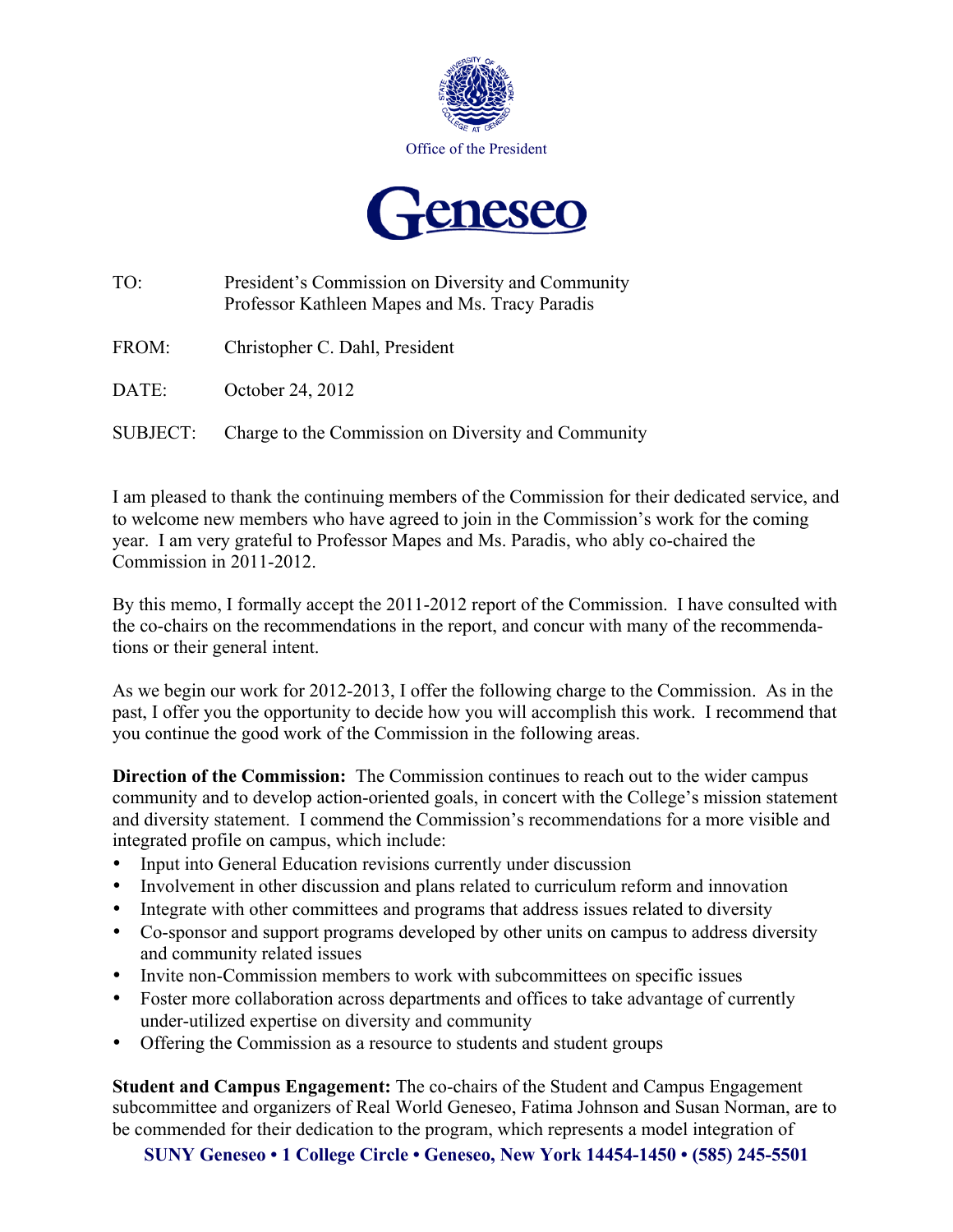Office of the President

# Geneseo

TO: President's Commission on Diversity and Community
Professor Kathleen Mapes and Ms. Tracy Paradis

FROM: Christopher C. Dahl, President

DATE: October 24, 2012

SUBJECT: Charge to the Commission on Diversity and Community

I am pleased to thank the continuing members of the Commission for their dedicated service, and to welcome new members who have agreed to join in the Commission's work for the coming year. I am very grateful to Professor Mapes and Ms. Paradis, who ably co-chaired the Commission in 2011-2012.

By this memo, I formally accept the 2011-2012 report of the Commission. I have consulted with the co-chairs on the recommendations in the report, and concur with many of the recommendations or their general intent.

As we begin our work for 2012-2013, I offer the following charge to the Commission. As in the past, I offer you the opportunity to decide how you will accomplish this work. I recommend that you continue the good work of the Commission in the following areas.

**Direction of the Commission:** The Commission continues to reach out to the wider campus community and to develop action-oriented goals, in concert with the College's mission statement and diversity statement. I commend the Commission's recommendations for a more visible and integrated profile on campus, which include:

- Input into General Education revisions currently under discussion
- Involvement in other discussion and plans related to curriculum reform and innovation
- Integrate with other committees and programs that address issues related to diversity
- Co-sponsor and support programs developed by other units on campus to address diversity and community related issues
- Invite non-Commission members to work with subcommittees on specific issues
- Foster more collaboration across departments and offices to take advantage of currently under-utilized expertise on diversity and community
- Offering the Commission as a resource to students and student groups

**Student and Campus Engagement:** The co-chairs of the Student and Campus Engagement subcommittee and organizers of Real World Geneseo, Fatima Johnson and Susan Norman, are to be commended for their dedication to the program, which represents a model integration of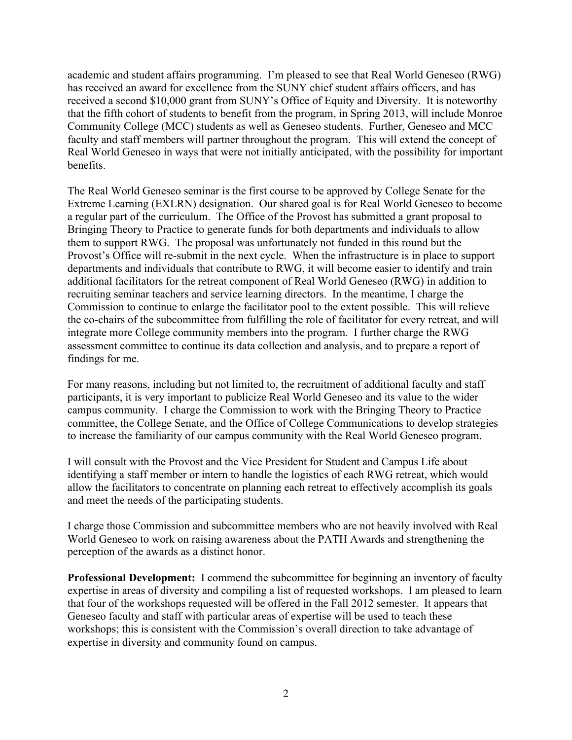academic and student affairs programming. I'm pleased to see that Real World Geneseo (RWG) has received an award for excellence from the SUNY chief student affairs officers, and has received a second $10,000 grant from SUNY's Office of Equity and Diversity. It is noteworthy that the fifth cohort of students to benefit from the program, in Spring 2013, will include Monroe Community College (MCC) students as well as Geneseo students. Further, Geneseo and MCC faculty and staff members will partner throughout the program. This will extend the concept of Real World Geneseo in ways that were not initially anticipated, with the possibility for important benefits.

The Real World Geneseo seminar is the first course to be approved by College Senate for the Extreme Learning (EXLRN) designation. Our shared goal is for Real World Geneseo to become a regular part of the curriculum. The Office of the Provost has submitted a grant proposal to Bringing Theory to Practice to generate funds for both departments and individuals to allow them to support RWG. The proposal was unfortunately not funded in this round but the Provost's Office will re-submit in the next cycle. When the infrastructure is in place to support departments and individuals that contribute to RWG, it will become easier to identify and train additional facilitators for the retreat component of Real World Geneseo (RWG) in addition to recruiting seminar teachers and service learning directors. In the meantime, I charge the Commission to continue to enlarge the facilitator pool to the extent possible. This will relieve the co-chairs of the subcommittee from fulfilling the role of facilitator for every retreat, and will integrate more College community members into the program. I further charge the RWG assessment committee to continue its data collection and analysis, and to prepare a report of findings for me.

For many reasons, including but not limited to, the recruitment of additional faculty and staff participants, it is very important to publicize Real World Geneseo and its value to the wider campus community. I charge the Commission to work with the Bringing Theory to Practice committee, the College Senate, and the Office of College Communications to develop strategies to increase the familiarity of our campus community with the Real World Geneseo program.

I will consult with the Provost and the Vice President for Student and Campus Life about identifying a staff member or intern to handle the logistics of each RWG retreat, which would allow the facilitators to concentrate on planning each retreat to effectively accomplish its goals and meet the needs of the participating students.

I charge those Commission and subcommittee members who are not heavily involved with Real World Geneseo to work on raising awareness about the PATH Awards and strengthening the perception of the awards as a distinct honor.

**Professional Development:** I commend the subcommittee for beginning an inventory of faculty expertise in areas of diversity and compiling a list of requested workshops. I am pleased to learn that four of the workshops requested will be offered in the Fall 2012 semester. It appears that Geneseo faculty and staff with particular areas of expertise will be used to teach these workshops; this is consistent with the Commission's overall direction to take advantage of expertise in diversity and community found on campus.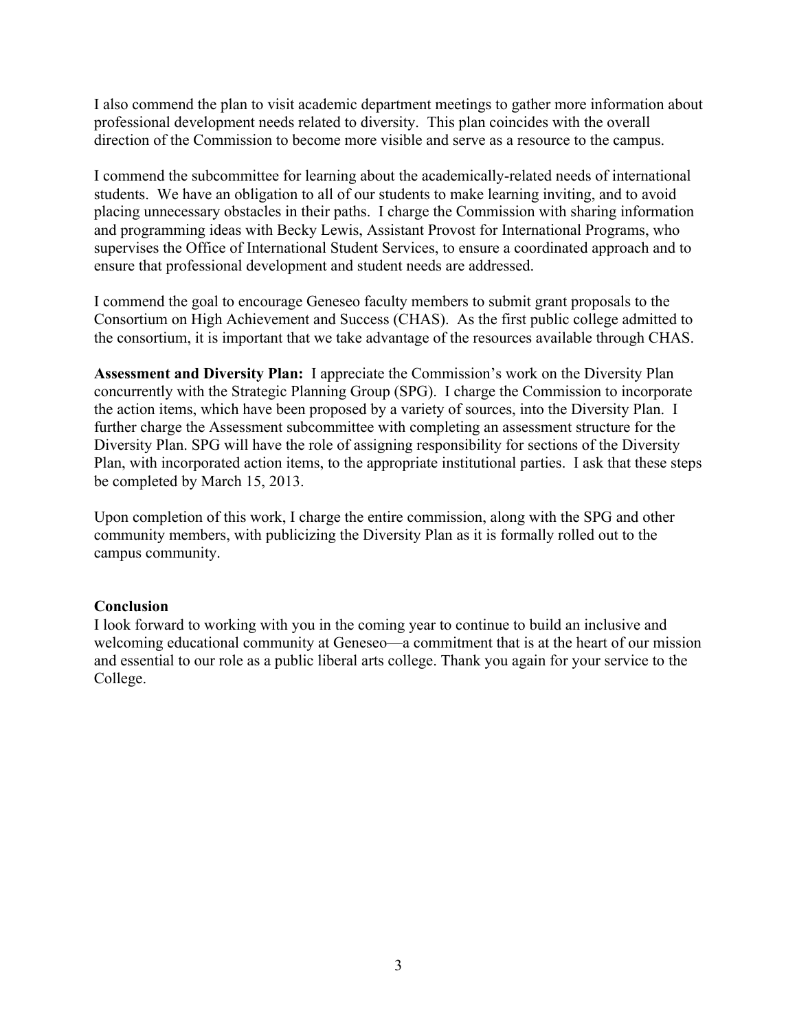I also commend the plan to visit academic department meetings to gather more information about professional development needs related to diversity. This plan coincides with the overall direction of the Commission to become more visible and serve as a resource to the campus.

I commend the subcommittee for learning about the academically-related needs of international students. We have an obligation to all of our students to make learning inviting, and to avoid placing unnecessary obstacles in their paths. I charge the Commission with sharing information and programming ideas with Becky Lewis, Assistant Provost for International Programs, who supervises the Office of International Student Services, to ensure a coordinated approach and to ensure that professional development and student needs are addressed.

I commend the goal to encourage Geneseo faculty members to submit grant proposals to the Consortium on High Achievement and Success (CHAS). As the first public college admitted to the consortium, it is important that we take advantage of the resources available through CHAS.

**Assessment and Diversity Plan:** I appreciate the Commission's work on the Diversity Plan concurrently with the Strategic Planning Group (SPG). I charge the Commission to incorporate the action items, which have been proposed by a variety of sources, into the Diversity Plan. I further charge the Assessment subcommittee with completing an assessment structure for the Diversity Plan. SPG will have the role of assigning responsibility for sections of the Diversity Plan, with incorporated action items, to the appropriate institutional parties. I ask that these steps be completed by March 15, 2013.

Upon completion of this work, I charge the entire commission, along with the SPG and other community members, with publicizing the Diversity Plan as it is formally rolled out to the campus community.

**Conclusion**

I look forward to working with you in the coming year to continue to build an inclusive and welcoming educational community at Geneseo—a commitment that is at the heart of our mission and essential to our role as a public liberal arts college. Thank you again for your service to the College.